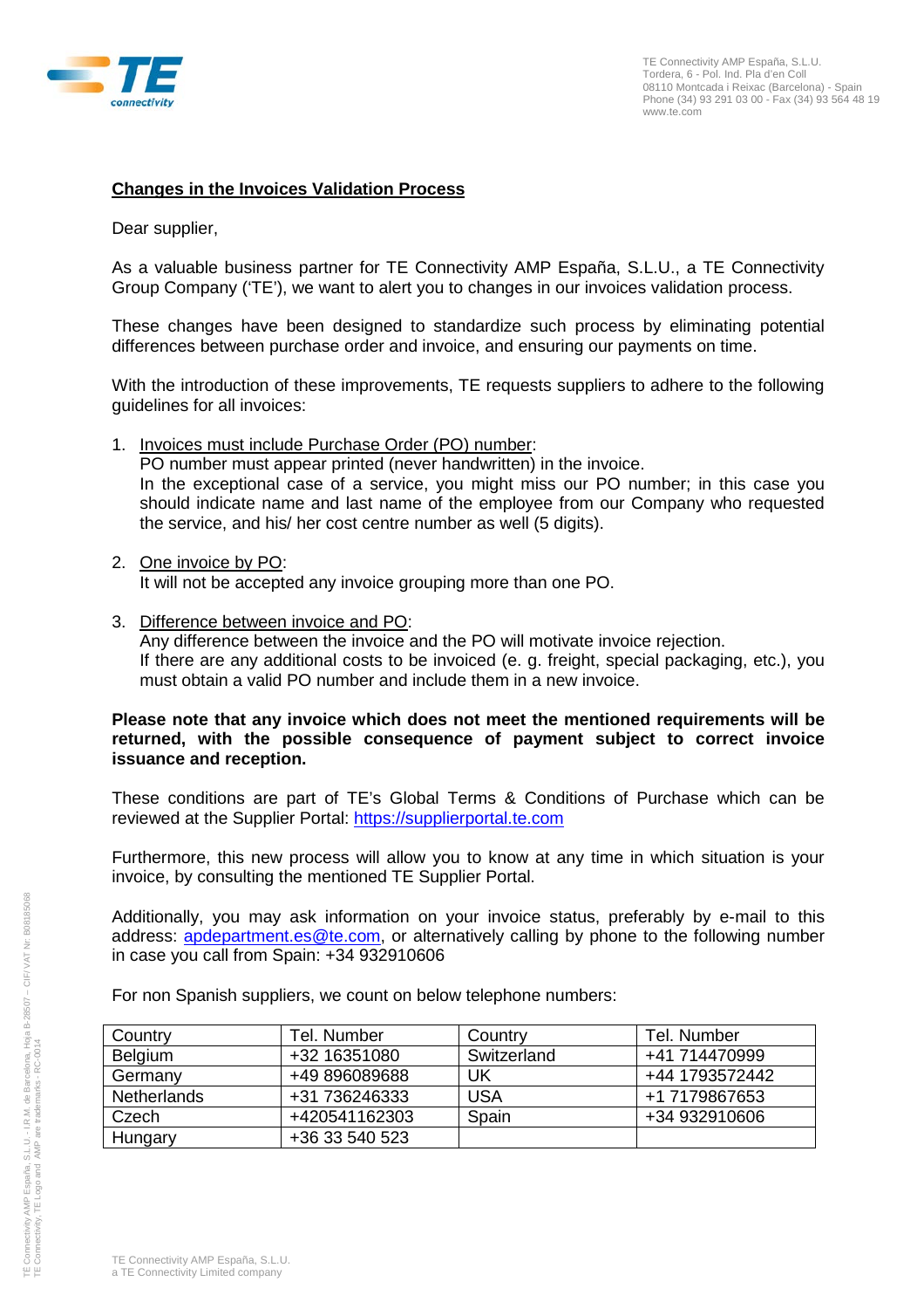TE Connectivity AMP España, S.L.U.
Tordera, 6 - Pol. Ind. Pla d'en Coll
08110 Montcada i Reixac (Barcelona) - Spain
Phone (34) 93 291 03 00 - Fax (34) 93 564 48 19
www.te.com

## Changes in the Invoices Validation Process

Dear supplier,

As a valuable business partner for TE Connectivity AMP España, S.L.U., a TE Connectivity Group Company ('TE'), we want to alert you to changes in our invoices validation process.

These changes have been designed to standardize such process by eliminating potential differences between purchase order and invoice, and ensuring our payments on time.

With the introduction of these improvements, TE requests suppliers to adhere to the following guidelines for all invoices:

1. Invoices must include Purchase Order (PO) number:
   PO number must appear printed (never handwritten) in the invoice.
   In the exceptional case of a service, you might miss our PO number; in this case you should indicate name and last name of the employee from our Company who requested the service, and his/ her cost centre number as well (5 digits).

2. One invoice by PO:
   It will not be accepted any invoice grouping more than one PO.

3. Difference between invoice and PO:
   Any difference between the invoice and the PO will motivate invoice rejection.
   If there are any additional costs to be invoiced (e. g. freight, special packaging, etc.), you must obtain a valid PO number and include them in a new invoice.

**Please note that any invoice which does not meet the mentioned requirements will be returned, with the possible consequence of payment subject to correct invoice issuance and reception.**

These conditions are part of TE's Global Terms & Conditions of Purchase which can be reviewed at the Supplier Portal: https://supplierportal.te.com

Furthermore, this new process will allow you to know at any time in which situation is your invoice, by consulting the mentioned TE Supplier Portal.

Additionally, you may ask information on your invoice status, preferably by e-mail to this address: apdepartment.es@te.com, or alternatively calling by phone to the following number in case you call from Spain: +34 932910606

For non Spanish suppliers, we count on below telephone numbers:

| Country | Tel. Number | Country | Tel. Number |
|---|---|---|---|
| Belgium | +32 16351080 | Switzerland | +41 714470999 |
| Germany | +49 896089688 | UK | +44 1793572442 |
| Netherlands | +31 736246333 | USA | +1 7179867653 |
| Czech | +420541162303 | Spain | +34 932910606 |
| Hungary | +36 33 540 523 | | |

TE Connectivity AMP España, S.L.U.
a TE Connectivity Limited company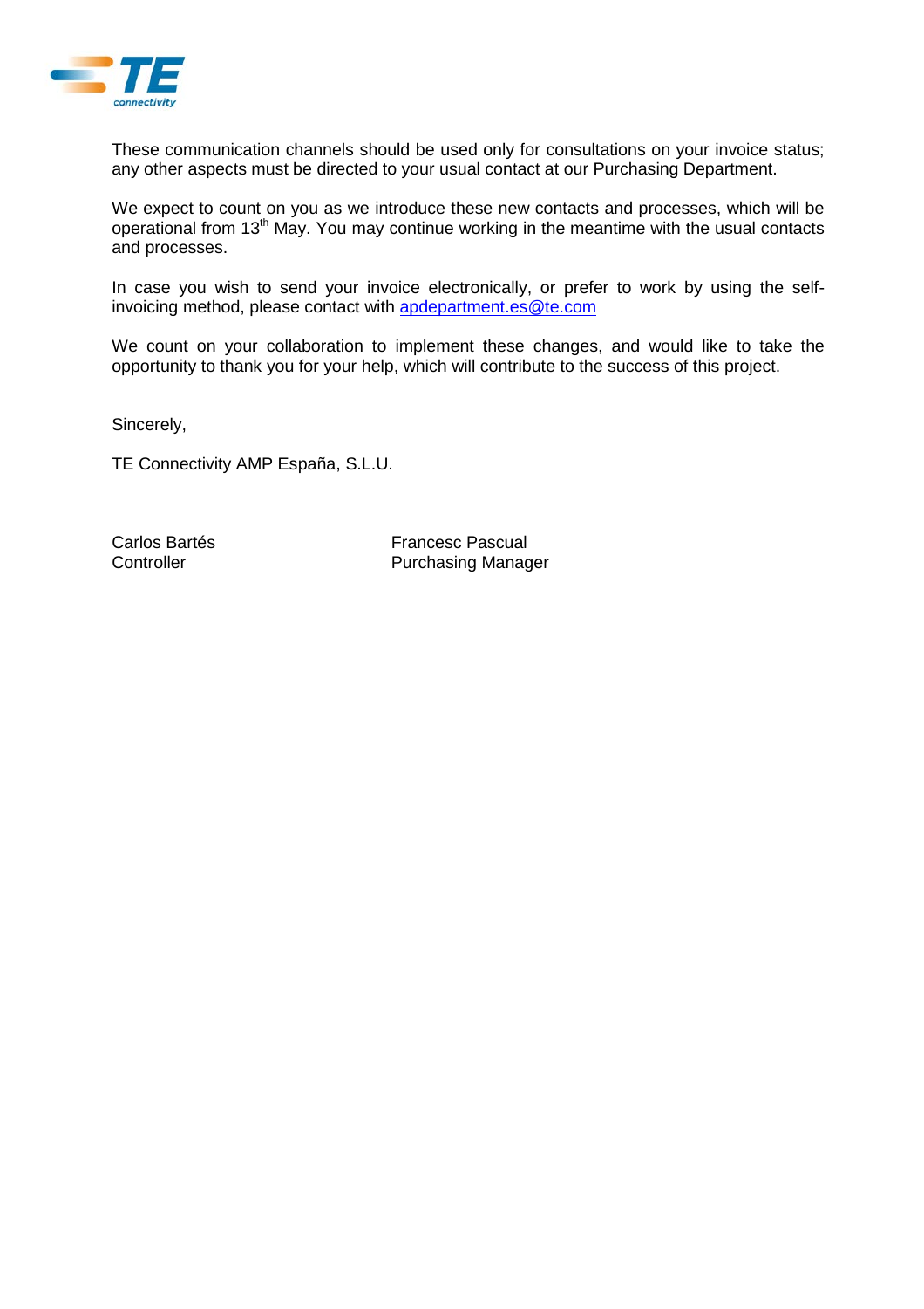These communication channels should be used only for consultations on your invoice status; any other aspects must be directed to your usual contact at our Purchasing Department.

We expect to count on you as we introduce these new contacts and processes, which will be operational from 13th May. You may continue working in the meantime with the usual contacts and processes.

In case you wish to send your invoice electronically, or prefer to work by using the self-invoicing method, please contact with apdepartment.es@te.com

We count on your collaboration to implement these changes, and would like to take the opportunity to thank you for your help, which will contribute to the success of this project.

Sincerely,

TE Connectivity AMP España, S.L.U.

Carlos Bartés
Controller

Francesc Pascual
Purchasing Manager